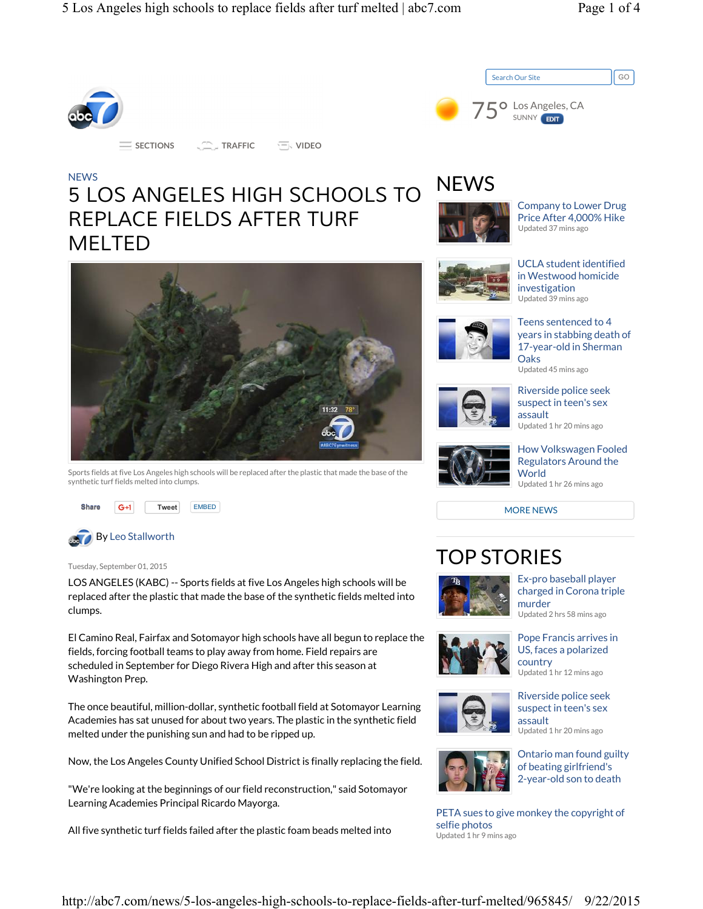NEWS

# 5 LOS ANGELES HIGH SCHOOLS TO REPLACE FIELDS AFTER TURF MELTED

Sports fields at five Los Angeles high schools will be replaced after the plastic that made the base of the synthetic turf fields melted into clumps.

By Leo Stallworth

Tuesday, September 01, 2015

LOS ANGELES (KABC) -- Sports fields at five Los Angeles high schools will be replaced after the plastic that made the base of the synthetic fields melted into clumps.

El Camino Real, Fairfax and Sotomayor high schools have all begun to replace the fields, forcing football teams to play away from home. Field repairs are scheduled in September for Diego Rivera High and after this season at Washington Prep.

The once beautiful, million-dollar, synthetic football field at Sotomayor Learning Academies has sat unused for about two years. The plastic in the synthetic field melted under the punishing sun and had to be ripped up.

Now, the Los Angeles County Unified School District is finally replacing the field.

"We're looking at the beginnings of our field reconstruction," said Sotomayor Learning Academies Principal Ricardo Mayorga.

All five synthetic turf fields failed after the plastic foam beads melted into

## NEWS

- Company to Lower Drug Price After 4,000% Hike — Updated 37 mins ago
- UCLA student identified in Westwood homicide investigation — Updated 39 mins ago
- Teens sentenced to 4 years in stabbing death of 17-year-old in Sherman Oaks — Updated 45 mins ago
- Riverside police seek suspect in teen's sex assault — Updated 1 hr 20 mins ago
- How Volkswagen Fooled Regulators Around the World — Updated 1 hr 26 mins ago

MORE NEWS

## TOP STORIES

- Ex-pro baseball player charged in Corona triple murder — Updated 2 hrs 58 mins ago
- Pope Francis arrives in US, faces a polarized country — Updated 1 hr 12 mins ago
- Riverside police seek suspect in teen's sex assault — Updated 1 hr 20 mins ago
- Ontario man found guilty of beating girlfriend's 2-year-old son to death
- PETA sues to give monkey the copyright of selfie photos — Updated 1 hr 9 mins ago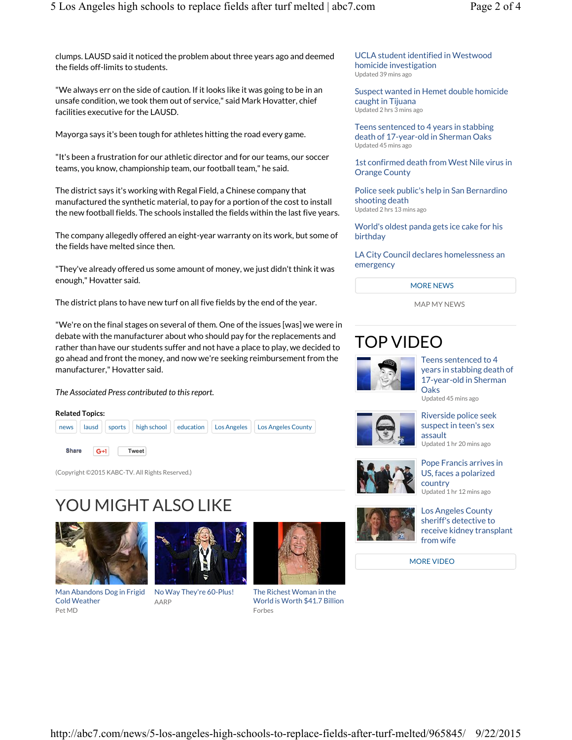clumps. LAUSD said it noticed the problem about three years ago and deemed the fields off-limits to students.

"We always err on the side of caution. If it looks like it was going to be in an unsafe condition, we took them out of service," said Mark Hovatter, chief facilities executive for the LAUSD.

Mayorga says it's been tough for athletes hitting the road every game.

"It's been a frustration for our athletic director and for our teams, our soccer teams, you know, championship team, our football team," he said.

The district says it's working with Regal Field, a Chinese company that manufactured the synthetic material, to pay for a portion of the cost to install the new football fields. The schools installed the fields within the last five years.

The company allegedly offered an eight-year warranty on its work, but some of the fields have melted since then.

"They've already offered us some amount of money, we just didn't think it was enough," Hovatter said.

The district plans to have new turf on all five fields by the end of the year.

"We're on the final stages on several of them. One of the issues [was] we were in debate with the manufacturer about who should pay for the replacements and rather than have our students suffer and not have a place to play, we decided to go ahead and front the money, and now we're seeking reimbursement from the manufacturer," Hovatter said.

*The Associated Press contributed to this report.*

**Related Topics:**

news | lausd | sports | high school | education | Los Angeles | Los Angeles County

Share G+1 Tweet

(Copyright ©2015 KABC-TV. All Rights Reserved.)

## YOU MIGHT ALSO LIKE

Man Abandons Dog in Frigid Cold Weather
Pet MD

No Way They're 60-Plus!
AARP

The Richest Woman in the World is Worth $41.7 Billion
Forbes

UCLA student identified in Westwood homicide investigation
Updated 39 mins ago

Suspect wanted in Hemet double homicide caught in Tijuana
Updated 2 hrs 3 mins ago

Teens sentenced to 4 years in stabbing death of 17-year-old in Sherman Oaks
Updated 45 mins ago

1st confirmed death from West Nile virus in Orange County

Police seek public's help in San Bernardino shooting death
Updated 2 hrs 13 mins ago

World's oldest panda gets ice cake for his birthday

LA City Council declares homelessness an emergency

MORE NEWS

MAP MY NEWS

## TOP VIDEO

Teens sentenced to 4 years in stabbing death of 17-year-old in Sherman Oaks
Updated 45 mins ago

Riverside police seek suspect in teen's sex assault
Updated 1 hr 20 mins ago

Pope Francis arrives in US, faces a polarized country
Updated 1 hr 12 mins ago

Los Angeles County sheriff's detective to receive kidney transplant from wife

MORE VIDEO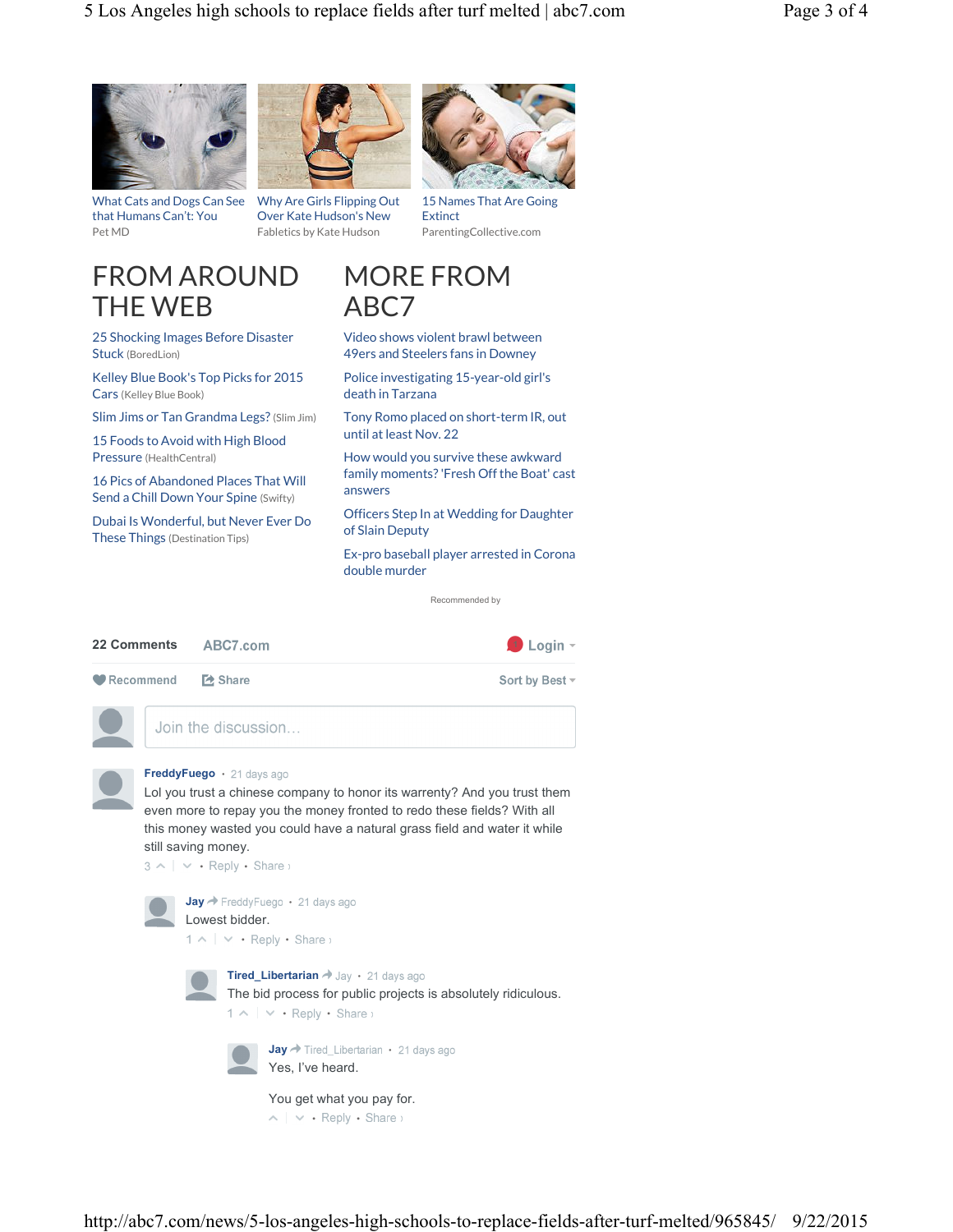What Cats and Dogs Can See that Humans Can't: You
Pet MD

Why Are Girls Flipping Out Over Kate Hudson's New
Fabletics by Kate Hudson

15 Names That Are Going Extinct
ParentingCollective.com

## FROM AROUND THE WEB

- 25 Shocking Images Before Disaster Struck (BoredLion)
- Kelley Blue Book's Top Picks for 2015 Cars (Kelley Blue Book)
- Slim Jims or Tan Grandma Legs? (Slim Jim)
- 15 Foods to Avoid with High Blood Pressure (HealthCentral)
- 16 Pics of Abandoned Places That Will Send a Chill Down Your Spine (Swifty)
- Dubai Is Wonderful, but Never Ever Do These Things (Destination Tips)

## MORE FROM ABC7

- Video shows violent brawl between 49ers and Steelers fans in Downey
- Police investigating 15-year-old girl's death in Tarzana
- Tony Romo placed on short-term IR, out until at least Nov. 22
- How would you survive these awkward family moments? 'Fresh Off the Boat' cast answers
- Officers Step In at Wedding for Daughter of Slain Deputy
- Ex-pro baseball player arrested in Corona double murder

Recommended by

**22 Comments** ABC7.com Login

Recommend Share Sort by Best

Join the discussion...

**FreddyFuego** • 21 days ago

Lol you trust a chinese company to honor its warrenty? And you trust them even more to repay you the money fronted to redo these fields? With all this money wasted you could have a natural grass field and water it while still saving money.

3 • Reply • Share ›

**Jay** → FreddyFuego • 21 days ago

Lowest bidder.

1 • Reply • Share ›

**Tired_Libertarian** → Jay • 21 days ago

The bid process for public projects is absolutely ridiculous.

1 • Reply • Share ›

**Jay** → Tired_Libertarian • 21 days ago

Yes, I've heard.

You get what you pay for.

• Reply • Share ›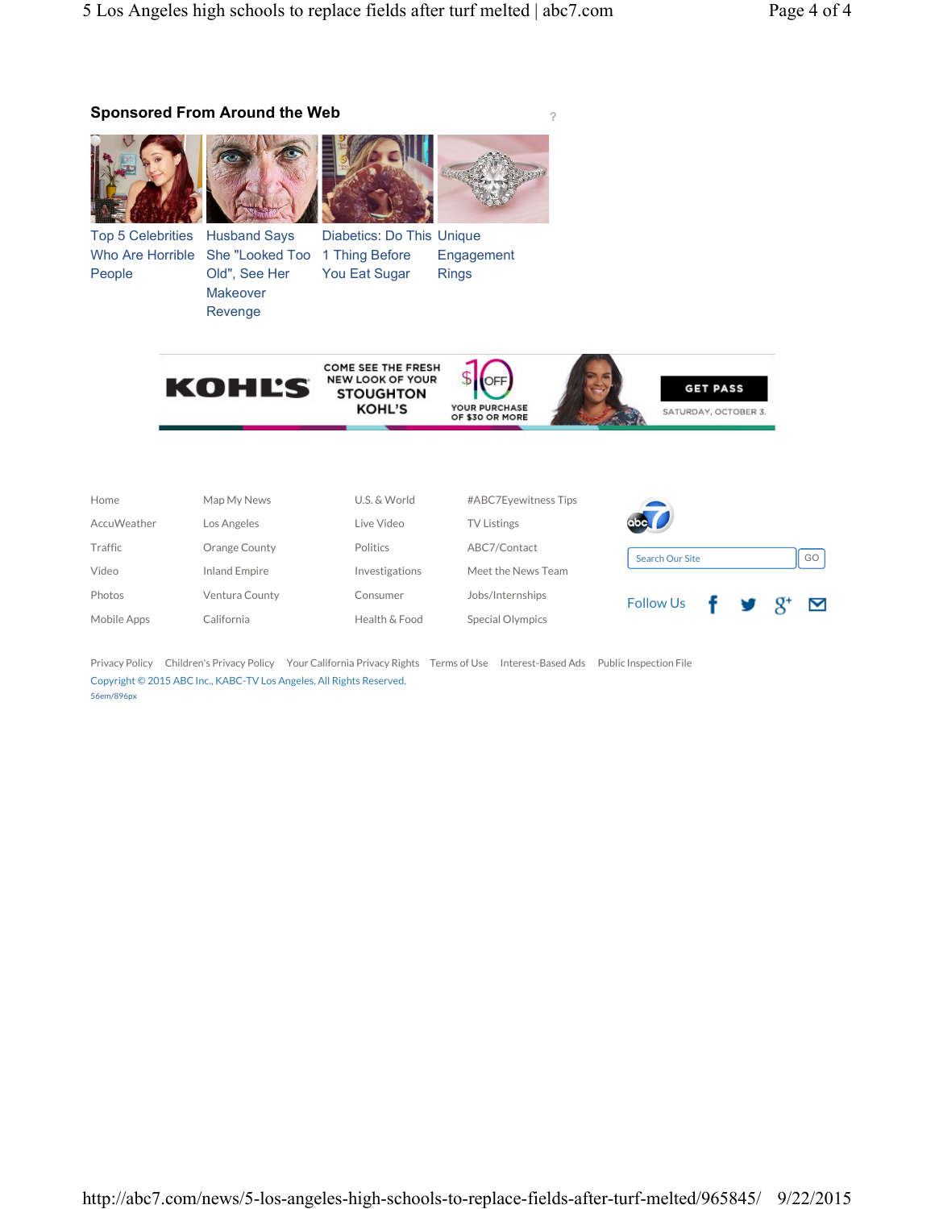## Sponsored From Around the Web

Top 5 Celebrities Who Are Horrible People

Husband Says She "Looked Too Old", See Her Makeover Revenge

Diabetics: Do This 1 Thing Before You Eat Sugar

Unique Engagement Rings

KOHL'S

COME SEE THE FRESH NEW LOOK OF YOUR STOUGHTON KOHL'S

$10 OFF YOUR PURCHASE OF $30 OR MORE

GET PASS

SATURDAY, OCTOBER 3.

- Home
- AccuWeather
- Traffic
- Video
- Photos
- Mobile Apps
- Map My News
- Los Angeles
- Orange County
- Inland Empire
- Ventura County
- California
- U.S. & World
- Live Video
- Politics
- Investigations
- Consumer
- Health & Food
- #ABC7Eyewitness Tips
- TV Listings
- ABC7/Contact
- Meet the News Team
- Jobs/Internships
- Special Olympics

Search Our Site GO

Follow Us

Privacy Policy Children's Privacy Policy Your California Privacy Rights Terms of Use Interest-Based Ads Public Inspection File

Copyright © 2015 ABC Inc., KABC-TV Los Angeles. All Rights Reserved.

56em/896px